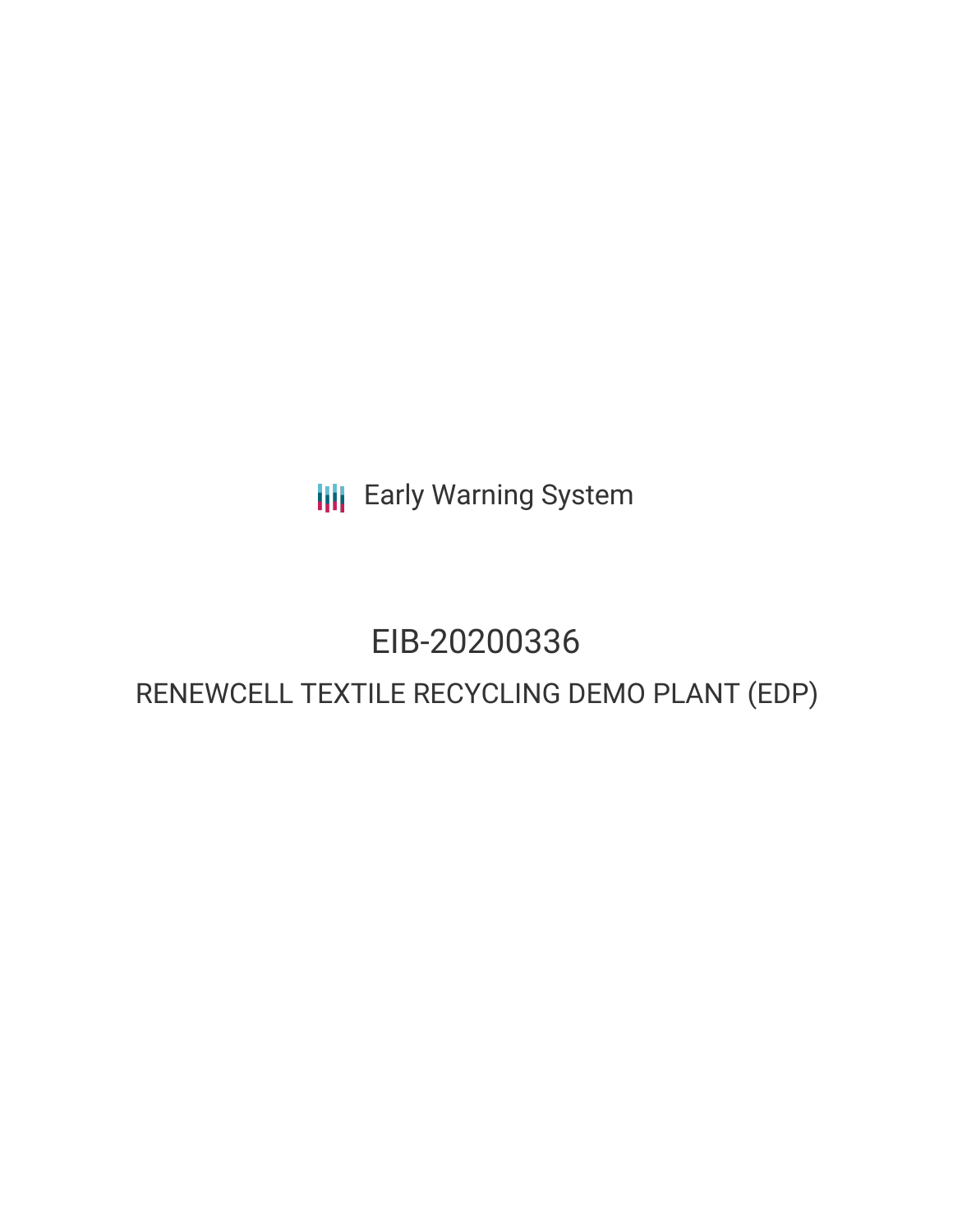Early Warning System

# EIB-20200336

## RENEWCELL TEXTILE RECYCLING DEMO PLANT (EDP)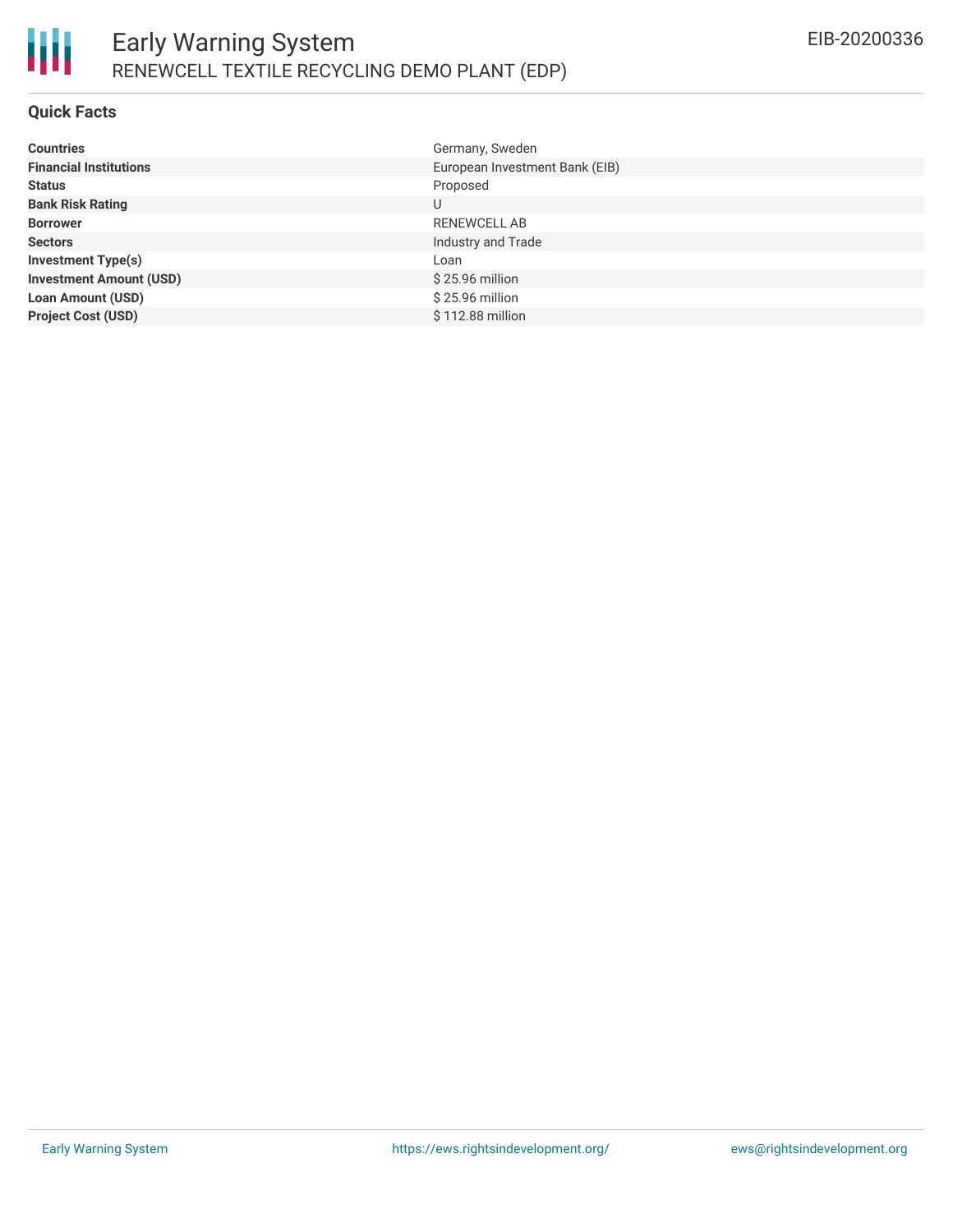## Quick Facts

| | |
|---|---|
| **Countries** | Germany, Sweden |
| **Financial Institutions** | European Investment Bank (EIB) |
| **Status** | Proposed |
| **Bank Risk Rating** | U |
| **Borrower** | RENEWCELL AB |
| **Sectors** | Industry and Trade |
| **Investment Type(s)** | Loan |
| **Investment Amount (USD)** | $ 25.96 million |
| **Loan Amount (USD)** | $ 25.96 million |
| **Project Cost (USD)** | $ 112.88 million |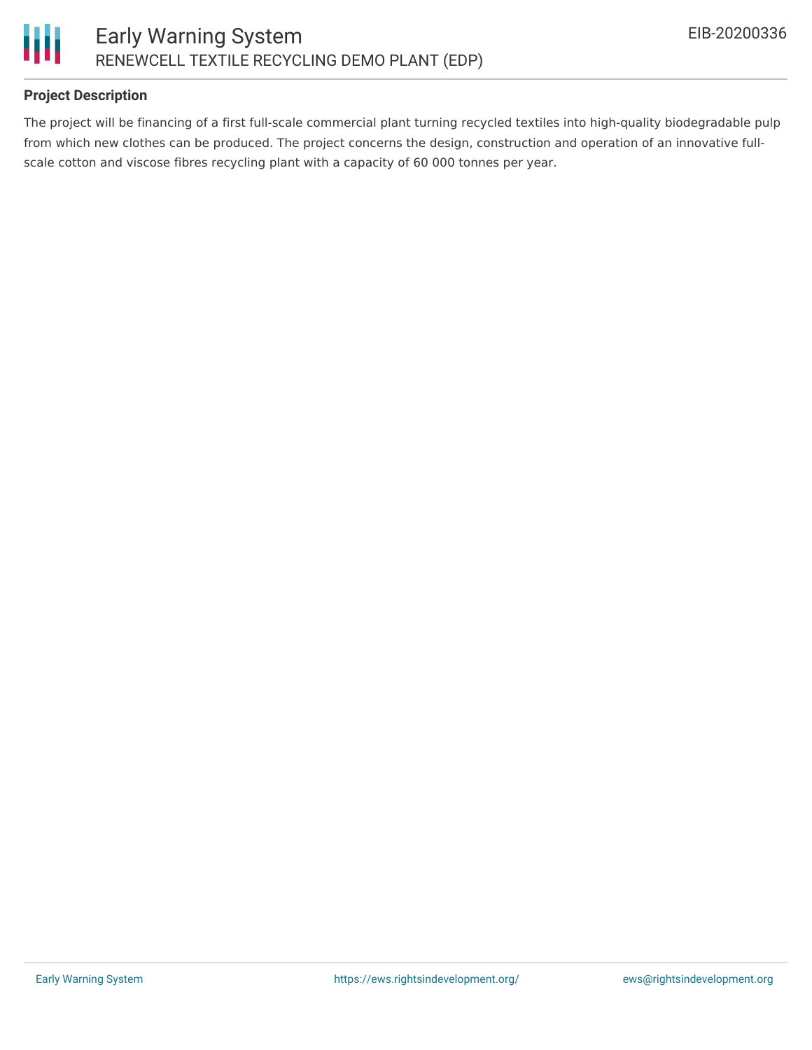## Project Description

The project will be financing of a first full-scale commercial plant turning recycled textiles into high-quality biodegradable pulp from which new clothes can be produced. The project concerns the design, construction and operation of an innovative full-scale cotton and viscose fibres recycling plant with a capacity of 60 000 tonnes per year.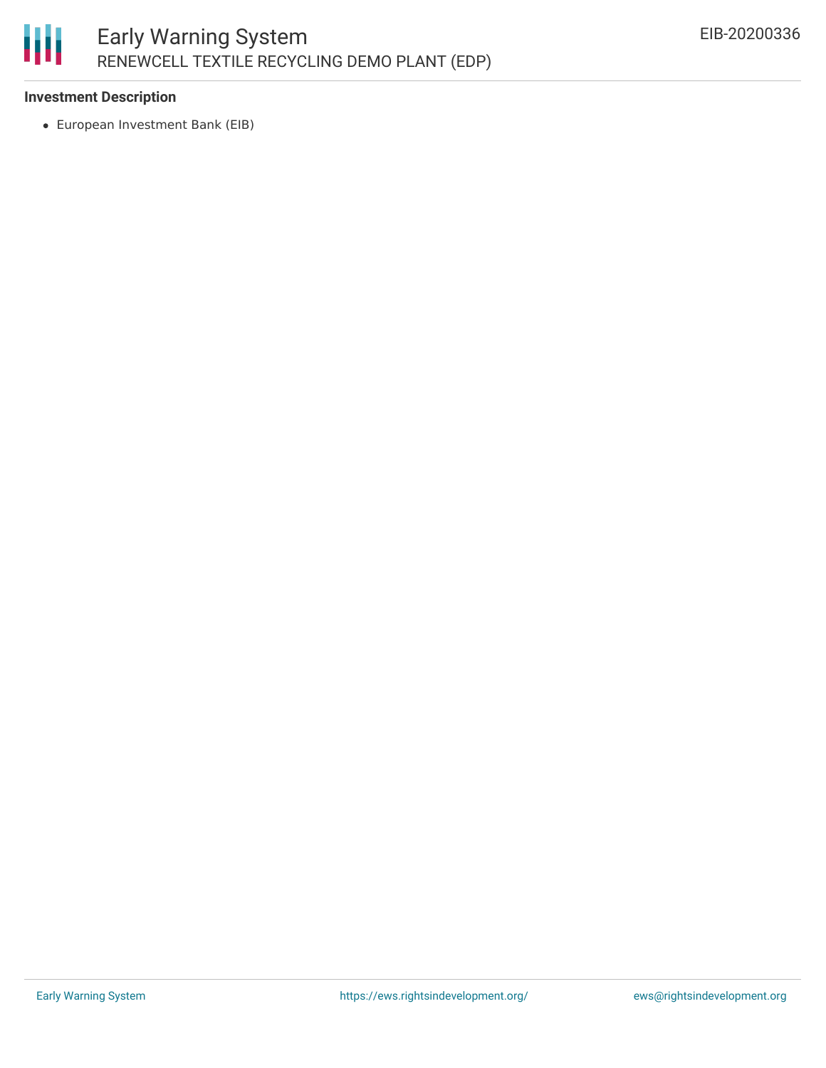**Investment Description**

- European Investment Bank (EIB)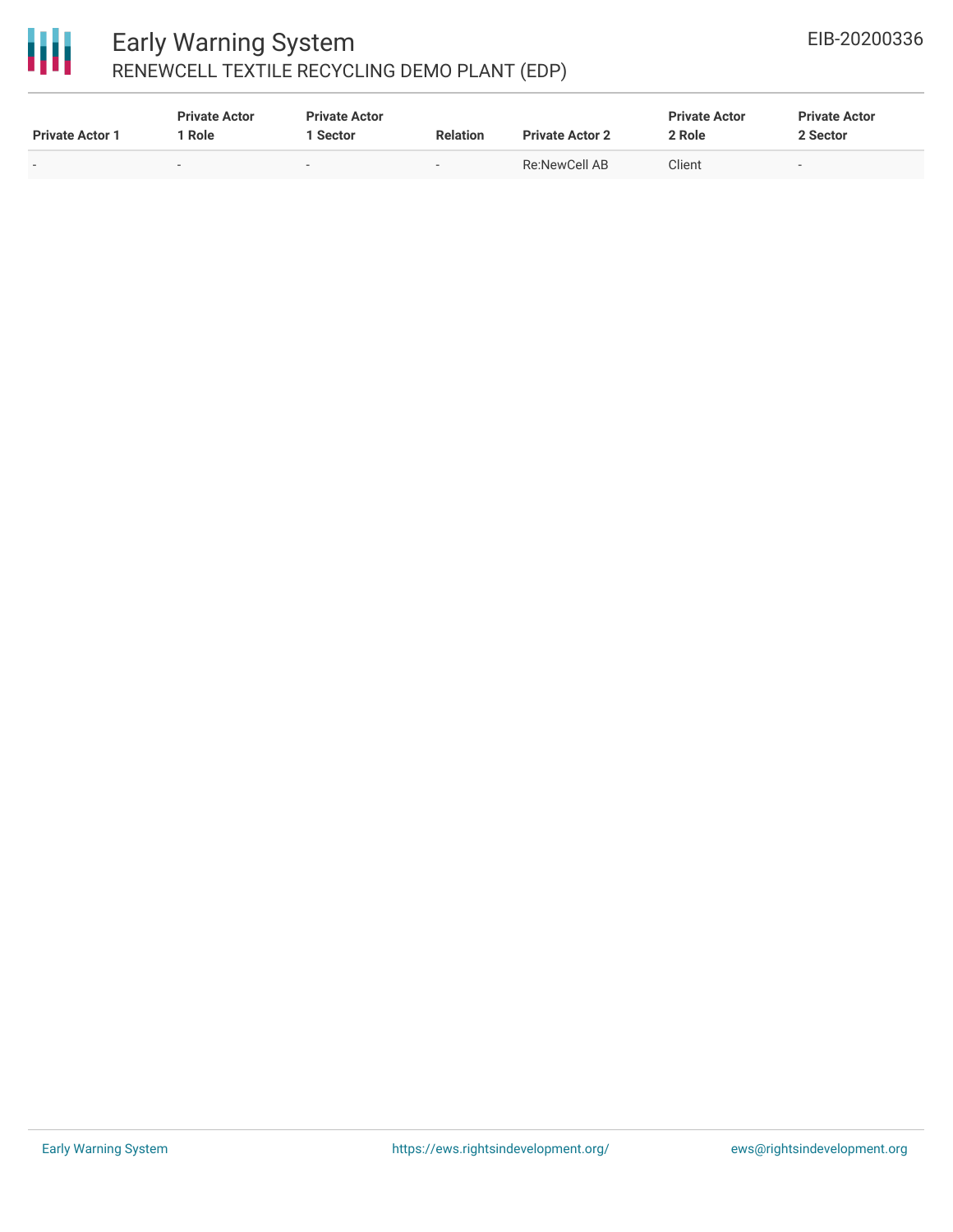| Private Actor 1 | Private Actor 1 Role | Private Actor 1 Sector | Relation | Private Actor 2 | Private Actor 2 Role | Private Actor 2 Sector |
|---|---|---|---|---|---|---|
| - | - | - | - | Re:NewCell AB | Client | - |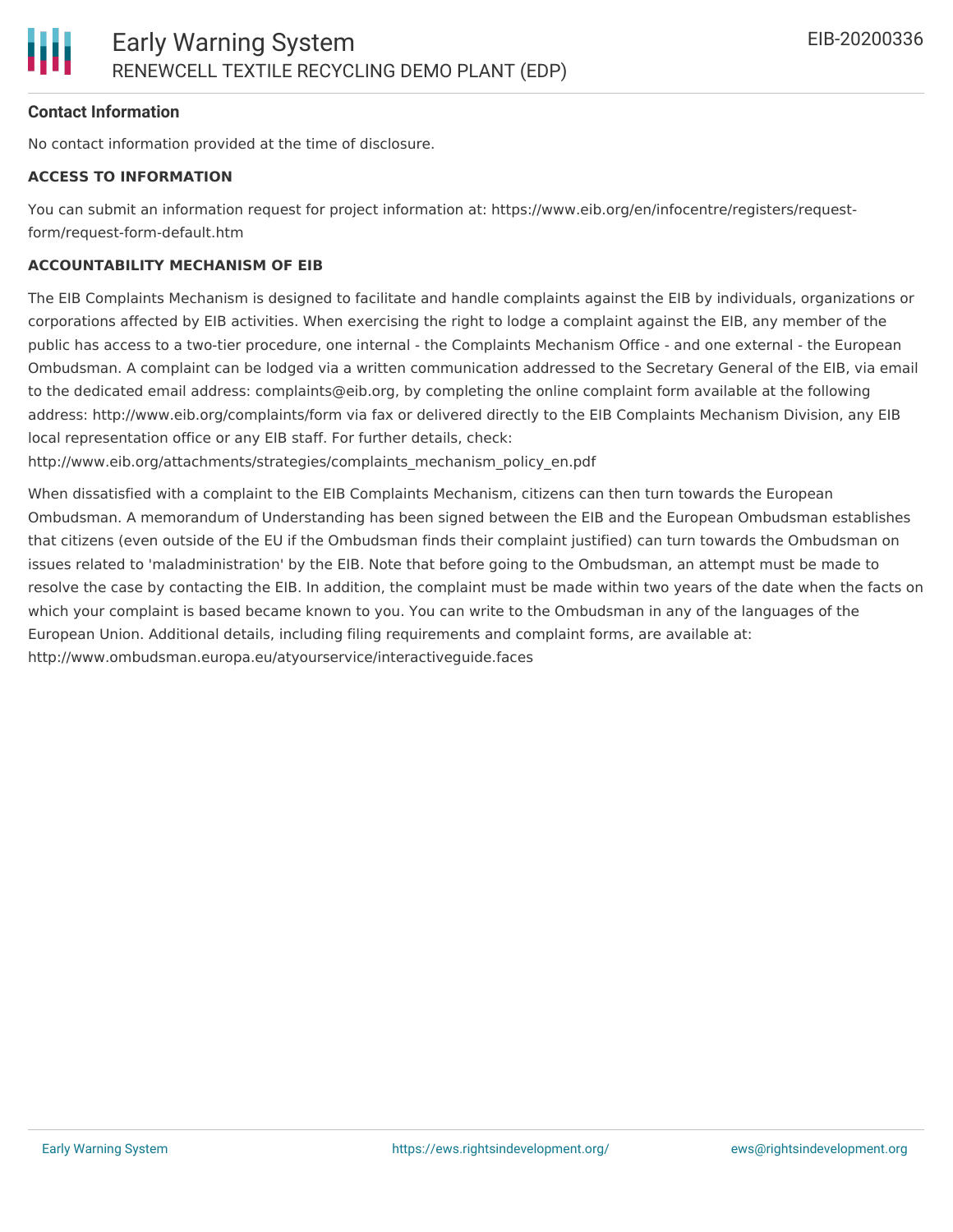**Contact Information**

No contact information provided at the time of disclosure.

**ACCESS TO INFORMATION**

You can submit an information request for project information at: https://www.eib.org/en/infocentre/registers/request-form/request-form-default.htm

**ACCOUNTABILITY MECHANISM OF EIB**

The EIB Complaints Mechanism is designed to facilitate and handle complaints against the EIB by individuals, organizations or corporations affected by EIB activities. When exercising the right to lodge a complaint against the EIB, any member of the public has access to a two-tier procedure, one internal - the Complaints Mechanism Office - and one external - the European Ombudsman. A complaint can be lodged via a written communication addressed to the Secretary General of the EIB, via email to the dedicated email address: complaints@eib.org, by completing the online complaint form available at the following address: http://www.eib.org/complaints/form via fax or delivered directly to the EIB Complaints Mechanism Division, any EIB local representation office or any EIB staff. For further details, check: http://www.eib.org/attachments/strategies/complaints_mechanism_policy_en.pdf

When dissatisfied with a complaint to the EIB Complaints Mechanism, citizens can then turn towards the European Ombudsman. A memorandum of Understanding has been signed between the EIB and the European Ombudsman establishes that citizens (even outside of the EU if the Ombudsman finds their complaint justified) can turn towards the Ombudsman on issues related to 'maladministration' by the EIB. Note that before going to the Ombudsman, an attempt must be made to resolve the case by contacting the EIB. In addition, the complaint must be made within two years of the date when the facts on which your complaint is based became known to you. You can write to the Ombudsman in any of the languages of the European Union. Additional details, including filing requirements and complaint forms, are available at: http://www.ombudsman.europa.eu/atyourservice/interactiveguide.faces